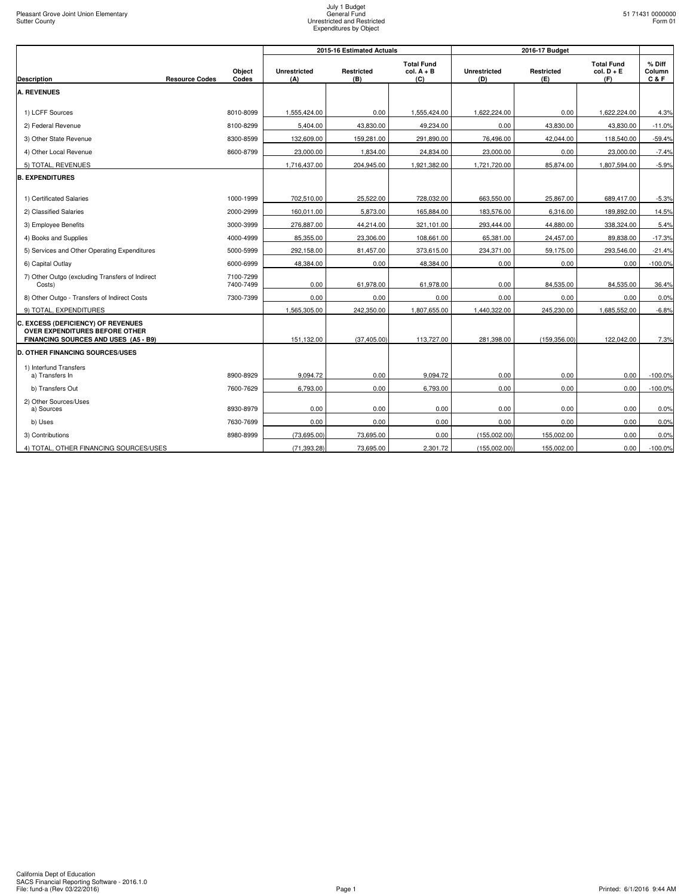Pleasant Grove Joint Union Elementary
Sutter County

July 1 Budget
General Fund
Unrestricted and Restricted
Expenditures by Object

51 71431 0000000
Form 01

| Description | Resource Codes | Object Codes | 2015-16 Estimated Actuals Unrestricted (A) | 2015-16 Estimated Actuals Restricted (B) | 2015-16 Estimated Actuals Total Fund col. A + B (C) | 2016-17 Budget Unrestricted (D) | 2016-17 Budget Restricted (E) | 2016-17 Budget Total Fund col. D + E (F) | % Diff Column C & F |
|---|---|---|---|---|---|---|---|---|---|
| **A. REVENUES** | | | | | | | | | |
| 1) LCFF Sources | | 8010-8099 | 1,555,424.00 | 0.00 | 1,555,424.00 | 1,622,224.00 | 0.00 | 1,622,224.00 | 4.3% |
| 2) Federal Revenue | | 8100-8299 | 5,404.00 | 43,830.00 | 49,234.00 | 0.00 | 43,830.00 | 43,830.00 | -11.0% |
| 3) Other State Revenue | | 8300-8599 | 132,609.00 | 159,281.00 | 291,890.00 | 76,496.00 | 42,044.00 | 118,540.00 | -59.4% |
| 4) Other Local Revenue | | 8600-8799 | 23,000.00 | 1,834.00 | 24,834.00 | 23,000.00 | 0.00 | 23,000.00 | -7.4% |
| 5) TOTAL, REVENUES | | | 1,716,437.00 | 204,945.00 | 1,921,382.00 | 1,721,720.00 | 85,874.00 | 1,807,594.00 | -5.9% |
| **B. EXPENDITURES** | | | | | | | | | |
| 1) Certificated Salaries | | 1000-1999 | 702,510.00 | 25,522.00 | 728,032.00 | 663,550.00 | 25,867.00 | 689,417.00 | -5.3% |
| 2) Classified Salaries | | 2000-2999 | 160,011.00 | 5,873.00 | 165,884.00 | 183,576.00 | 6,316.00 | 189,892.00 | 14.5% |
| 3) Employee Benefits | | 3000-3999 | 276,887.00 | 44,214.00 | 321,101.00 | 293,444.00 | 44,880.00 | 338,324.00 | 5.4% |
| 4) Books and Supplies | | 4000-4999 | 85,355.00 | 23,306.00 | 108,661.00 | 65,381.00 | 24,457.00 | 89,838.00 | -17.3% |
| 5) Services and Other Operating Expenditures | | 5000-5999 | 292,158.00 | 81,457.00 | 373,615.00 | 234,371.00 | 59,175.00 | 293,546.00 | -21.4% |
| 6) Capital Outlay | | 6000-6999 | 48,384.00 | 0.00 | 48,384.00 | 0.00 | 0.00 | 0.00 | -100.0% |
| 7) Other Outgo (excluding Transfers of Indirect Costs) | | 7100-7299 7400-7499 | 0.00 | 61,978.00 | 61,978.00 | 0.00 | 84,535.00 | 84,535.00 | 36.4% |
| 8) Other Outgo - Transfers of Indirect Costs | | 7300-7399 | 0.00 | 0.00 | 0.00 | 0.00 | 0.00 | 0.00 | 0.0% |
| 9) TOTAL, EXPENDITURES | | | 1,565,305.00 | 242,350.00 | 1,807,655.00 | 1,440,322.00 | 245,230.00 | 1,685,552.00 | -6.8% |
| **C. EXCESS (DEFICIENCY) OF REVENUES OVER EXPENDITURES BEFORE OTHER FINANCING SOURCES AND USES (A5 - B9)** | | | 151,132.00 | (37,405.00) | 113,727.00 | 281,398.00 | (159,356.00) | 122,042.00 | 7.3% |
| **D. OTHER FINANCING SOURCES/USES** | | | | | | | | | |
| 1) Interfund Transfers a) Transfers In | | 8900-8929 | 9,094.72 | 0.00 | 9,094.72 | 0.00 | 0.00 | 0.00 | -100.0% |
| b) Transfers Out | | 7600-7629 | 6,793.00 | 0.00 | 6,793.00 | 0.00 | 0.00 | 0.00 | -100.0% |
| 2) Other Sources/Uses a) Sources | | 8930-8979 | 0.00 | 0.00 | 0.00 | 0.00 | 0.00 | 0.00 | 0.0% |
| b) Uses | | 7630-7699 | 0.00 | 0.00 | 0.00 | 0.00 | 0.00 | 0.00 | 0.0% |
| 3) Contributions | | 8980-8999 | (73,695.00) | 73,695.00 | 0.00 | (155,002.00) | 155,002.00 | 0.00 | 0.0% |
| 4) TOTAL, OTHER FINANCING SOURCES/USES | | | (71,393.28) | 73,695.00 | 2,301.72 | (155,002.00) | 155,002.00 | 0.00 | -100.0% |

California Dept of Education
SACS Financial Reporting Software - 2016.1.0
File: fund-a (Rev 03/22/2016)

Printed: 6/1/2016 9:44 AM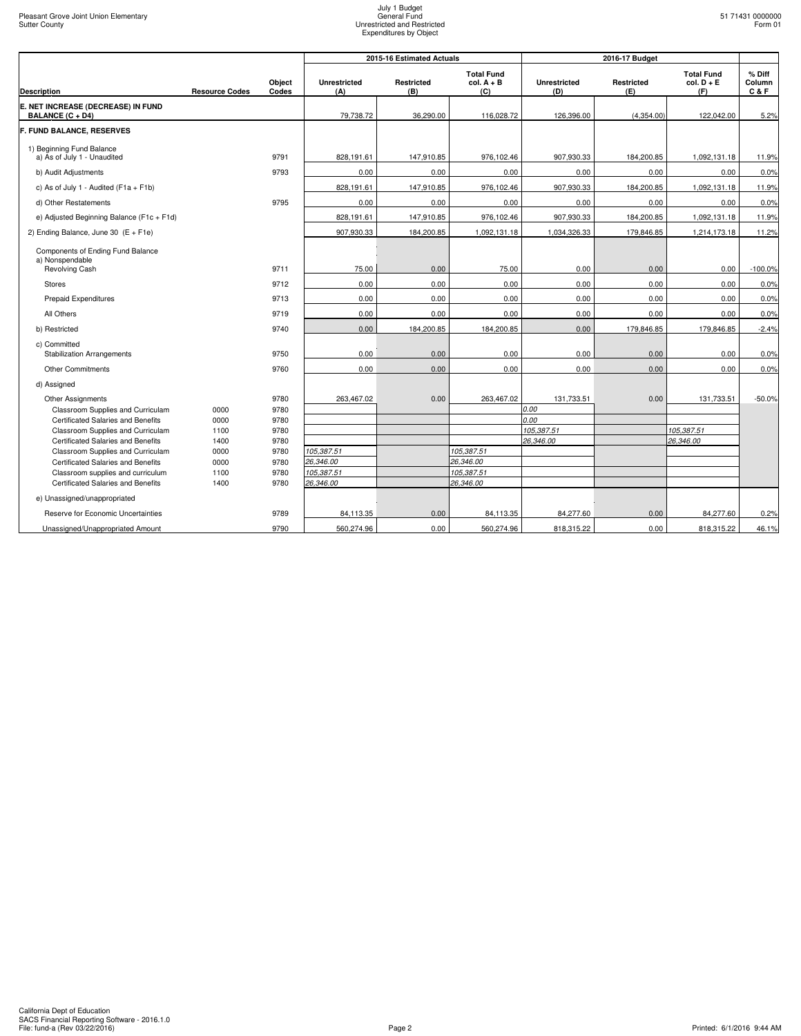Pleasant Grove Joint Union Elementary
Sutter County

July 1 Budget
General Fund
Unrestricted and Restricted
Expenditures by Object

51 71431 0000000
Form 01

| Description | Resource Codes | Object Codes | 2015-16 Estimated Actuals Unrestricted (A) | Restricted (B) | Total Fund col. A + B (C) | 2016-17 Budget Unrestricted (D) | Restricted (E) | Total Fund col. D + E (F) | % Diff Column C & F |
|---|---|---|---|---|---|---|---|---|---|
| **E. NET INCREASE (DECREASE) IN FUND BALANCE (C + D4)** | | | 79,738.72 | 36,290.00 | 116,028.72 | 126,396.00 | (4,354.00) | 122,042.00 | 5.2% |
| **F. FUND BALANCE, RESERVES** | | | | | | | | | |
| 1) Beginning Fund Balance a) As of July 1 - Unaudited | | 9791 | 828,191.61 | 147,910.85 | 976,102.46 | 907,930.33 | 184,200.85 | 1,092,131.18 | 11.9% |
| b) Audit Adjustments | | 9793 | 0.00 | 0.00 | 0.00 | 0.00 | 0.00 | 0.00 | 0.0% |
| c) As of July 1 - Audited (F1a + F1b) | | | 828,191.61 | 147,910.85 | 976,102.46 | 907,930.33 | 184,200.85 | 1,092,131.18 | 11.9% |
| d) Other Restatements | | 9795 | 0.00 | 0.00 | 0.00 | 0.00 | 0.00 | 0.00 | 0.0% |
| e) Adjusted Beginning Balance (F1c + F1d) | | | 828,191.61 | 147,910.85 | 976,102.46 | 907,930.33 | 184,200.85 | 1,092,131.18 | 11.9% |
| 2) Ending Balance, June 30 (E + F1e) | | | 907,930.33 | 184,200.85 | 1,092,131.18 | 1,034,326.33 | 179,846.85 | 1,214,173.18 | 11.2% |
| Components of Ending Fund Balance a) Nonspendable Revolving Cash | | 9711 | 75.00 | 0.00 | 75.00 | 0.00 | 0.00 | 0.00 | -100.0% |
| Stores | | 9712 | 0.00 | 0.00 | 0.00 | 0.00 | 0.00 | 0.00 | 0.0% |
| Prepaid Expenditures | | 9713 | 0.00 | 0.00 | 0.00 | 0.00 | 0.00 | 0.00 | 0.0% |
| All Others | | 9719 | 0.00 | 0.00 | 0.00 | 0.00 | 0.00 | 0.00 | 0.0% |
| b) Restricted | | 9740 | 0.00 | 184,200.85 | 184,200.85 | 0.00 | 179,846.85 | 179,846.85 | -2.4% |
| c) Committed Stabilization Arrangements | | 9750 | 0.00 | 0.00 | 0.00 | 0.00 | 0.00 | 0.00 | 0.0% |
| Other Commitments | | 9760 | 0.00 | 0.00 | 0.00 | 0.00 | 0.00 | 0.00 | 0.0% |
| d) Assigned | | | | | | | | | |
| Other Assignments | | 9780 | 263,467.02 | 0.00 | 263,467.02 | 131,733.51 | 0.00 | 131,733.51 | -50.0% |
| Classroom Supplies and Curriculam | 0000 | 9780 | | | | *0.00* | | | |
| Certificated Salaries and Benefits | 0000 | 9780 | | | | *0.00* | | | |
| Classroom Supplies and Curriculam | 1100 | 9780 | | | | *105,387.51* | | *105,387.51* | |
| Certificated Salaries and Benefits | 1400 | 9780 | | | | *26,346.00* | | *26,346.00* | |
| Classroom Supplies and Curriculam | 0000 | 9780 | *105,387.51* | | *105,387.51* | | | | |
| Certificated Salaries and Benefits | 0000 | 9780 | *26,346.00* | | *26,346.00* | | | | |
| Classroom supplies and curriculum | 1100 | 9780 | *105,387.51* | | *105,387.51* | | | | |
| Certificated Salaries and Benefits | 1400 | 9780 | *26,346.00* | | *26,346.00* | | | | |
| e) Unassigned/unappropriated | | | | | | | | | |
| Reserve for Economic Uncertainties | | 9789 | 84,113.35 | 0.00 | 84,113.35 | 84,277.60 | 0.00 | 84,277.60 | 0.2% |
| Unassigned/Unappropriated Amount | | 9790 | 560,274.96 | 0.00 | 560,274.96 | 818,315.22 | 0.00 | 818,315.22 | 46.1% |

California Dept of Education
SACS Financial Reporting Software - 2016.1.0
File: fund-a (Rev 03/22/2016)

Printed: 6/1/2016 9:44 AM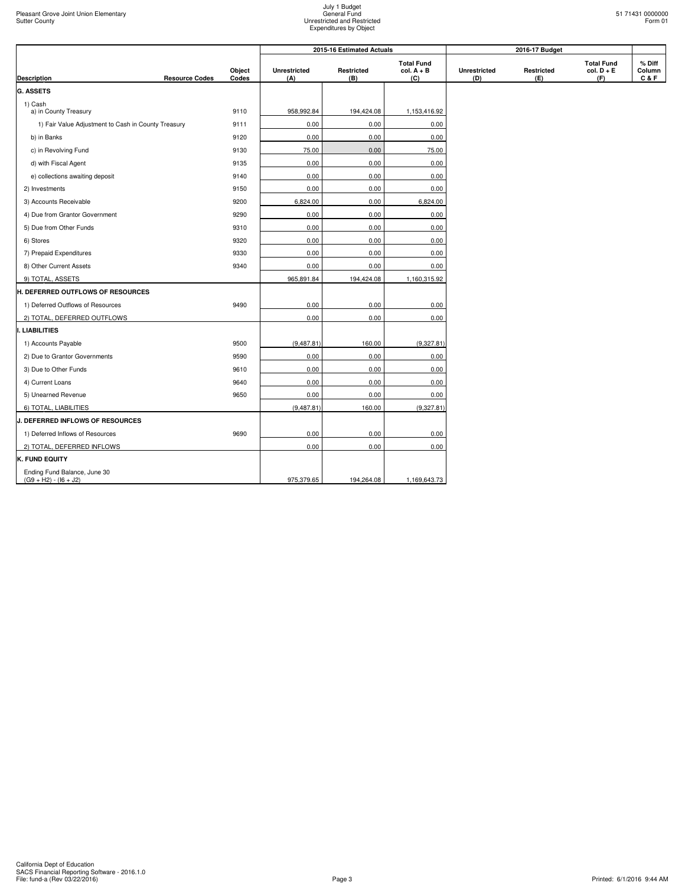Pleasant Grove Joint Union Elementary
Sutter County

July 1 Budget
General Fund
Unrestricted and Restricted
Expenditures by Object

51 71431 0000000
Form 01

| | | | 2015-16 Estimated Actuals | | | 2016-17 Budget | | | |
|---|---|---|---|---|---|---|---|---|---|
| Description | Resource Codes | Object Codes | Unrestricted (A) | Restricted (B) | Total Fund col. A + B (C) | Unrestricted (D) | Restricted (E) | Total Fund col. D + E (F) | % Diff Column C & F |
| **G. ASSETS** | | | | | | | | | |
| 1) Cash a) in County Treasury | | 9110 | 958,992.84 | 194,424.08 | 1,153,416.92 | | | | |
| 1) Fair Value Adjustment to Cash in County Treasury | | 9111 | 0.00 | 0.00 | 0.00 | | | | |
| b) in Banks | | 9120 | 0.00 | 0.00 | 0.00 | | | | |
| c) in Revolving Fund | | 9130 | 75.00 | 0.00 | 75.00 | | | | |
| d) with Fiscal Agent | | 9135 | 0.00 | 0.00 | 0.00 | | | | |
| e) collections awaiting deposit | | 9140 | 0.00 | 0.00 | 0.00 | | | | |
| 2) Investments | | 9150 | 0.00 | 0.00 | 0.00 | | | | |
| 3) Accounts Receivable | | 9200 | 6,824.00 | 0.00 | 6,824.00 | | | | |
| 4) Due from Grantor Government | | 9290 | 0.00 | 0.00 | 0.00 | | | | |
| 5) Due from Other Funds | | 9310 | 0.00 | 0.00 | 0.00 | | | | |
| 6) Stores | | 9320 | 0.00 | 0.00 | 0.00 | | | | |
| 7) Prepaid Expenditures | | 9330 | 0.00 | 0.00 | 0.00 | | | | |
| 8) Other Current Assets | | 9340 | 0.00 | 0.00 | 0.00 | | | | |
| 9) TOTAL, ASSETS | | | 965,891.84 | 194,424.08 | 1,160,315.92 | | | | |
| **H. DEFERRED OUTFLOWS OF RESOURCES** | | | | | | | | | |
| 1) Deferred Outflows of Resources | | 9490 | 0.00 | 0.00 | 0.00 | | | | |
| 2) TOTAL, DEFERRED OUTFLOWS | | | 0.00 | 0.00 | 0.00 | | | | |
| **I. LIABILITIES** | | | | | | | | | |
| 1) Accounts Payable | | 9500 | (9,487.81) | 160.00 | (9,327.81) | | | | |
| 2) Due to Grantor Governments | | 9590 | 0.00 | 0.00 | 0.00 | | | | |
| 3) Due to Other Funds | | 9610 | 0.00 | 0.00 | 0.00 | | | | |
| 4) Current Loans | | 9640 | 0.00 | 0.00 | 0.00 | | | | |
| 5) Unearned Revenue | | 9650 | 0.00 | 0.00 | 0.00 | | | | |
| 6) TOTAL, LIABILITIES | | | (9,487.81) | 160.00 | (9,327.81) | | | | |
| **J. DEFERRED INFLOWS OF RESOURCES** | | | | | | | | | |
| 1) Deferred Inflows of Resources | | 9690 | 0.00 | 0.00 | 0.00 | | | | |
| 2) TOTAL, DEFERRED INFLOWS | | | 0.00 | 0.00 | 0.00 | | | | |
| **K. FUND EQUITY** | | | | | | | | | |
| Ending Fund Balance, June 30 (G9 + H2) - (I6 + J2) | | | 975,379.65 | 194,264.08 | 1,169,643.73 | | | | |

California Dept of Education
SACS Financial Reporting Software - 2016.1.0
File: fund-a (Rev 03/22/2016)

Printed: 6/1/2016 9:44 AM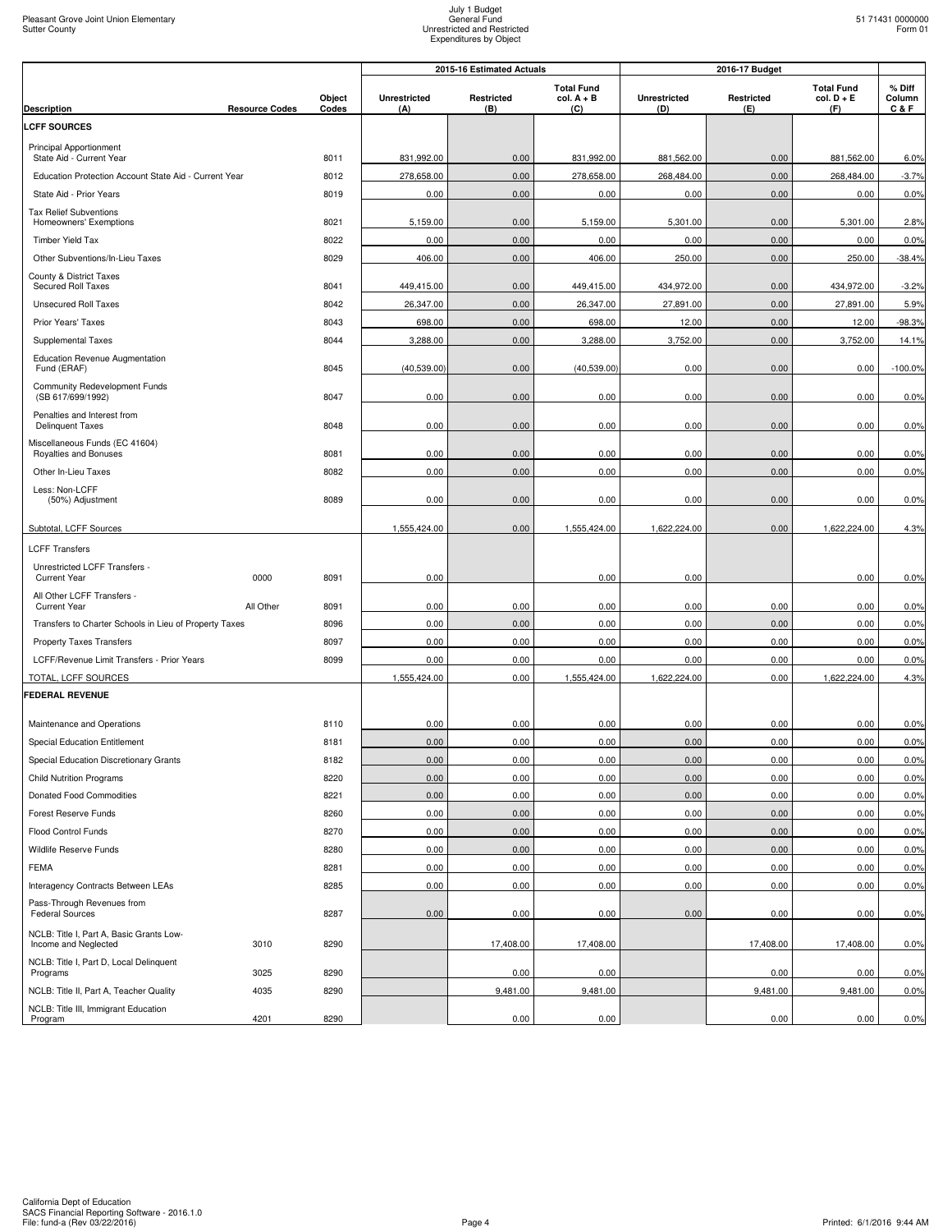Pleasant Grove Joint Union Elementary
Sutter County

July 1 Budget
General Fund
Unrestricted and Restricted
Expenditures by Object

51 71431 0000000
Form 01

| Description | Resource Codes | Object Codes | 2015-16 Estimated Actuals Unrestricted (A) | Restricted (B) | Total Fund col. A + B (C) | 2016-17 Budget Unrestricted (D) | Restricted (E) | Total Fund col. D + E (F) | % Diff Column C & F |
|---|---|---|---|---|---|---|---|---|---|
| **LCFF SOURCES** | | | | | | | | | |
| Principal Apportionment State Aid - Current Year | | 8011 | 831,992.00 | 0.00 | 831,992.00 | 881,562.00 | 0.00 | 881,562.00 | 6.0% |
| Education Protection Account State Aid - Current Year | | 8012 | 278,658.00 | 0.00 | 278,658.00 | 268,484.00 | 0.00 | 268,484.00 | -3.7% |
| State Aid - Prior Years | | 8019 | 0.00 | 0.00 | 0.00 | 0.00 | 0.00 | 0.00 | 0.0% |
| Tax Relief Subventions Homeowners' Exemptions | | 8021 | 5,159.00 | 0.00 | 5,159.00 | 5,301.00 | 0.00 | 5,301.00 | 2.8% |
| Timber Yield Tax | | 8022 | 0.00 | 0.00 | 0.00 | 0.00 | 0.00 | 0.00 | 0.0% |
| Other Subventions/In-Lieu Taxes | | 8029 | 406.00 | 0.00 | 406.00 | 250.00 | 0.00 | 250.00 | -38.4% |
| County & District Taxes Secured Roll Taxes | | 8041 | 449,415.00 | 0.00 | 449,415.00 | 434,972.00 | 0.00 | 434,972.00 | -3.2% |
| Unsecured Roll Taxes | | 8042 | 26,347.00 | 0.00 | 26,347.00 | 27,891.00 | 0.00 | 27,891.00 | 5.9% |
| Prior Years' Taxes | | 8043 | 698.00 | 0.00 | 698.00 | 12.00 | 0.00 | 12.00 | -98.3% |
| Supplemental Taxes | | 8044 | 3,288.00 | 0.00 | 3,288.00 | 3,752.00 | 0.00 | 3,752.00 | 14.1% |
| Education Revenue Augmentation Fund (ERAF) | | 8045 | (40,539.00) | 0.00 | (40,539.00) | 0.00 | 0.00 | 0.00 | -100.0% |
| Community Redevelopment Funds (SB 617/699/1992) | | 8047 | 0.00 | 0.00 | 0.00 | 0.00 | 0.00 | 0.00 | 0.0% |
| Penalties and Interest from Delinquent Taxes | | 8048 | 0.00 | 0.00 | 0.00 | 0.00 | 0.00 | 0.00 | 0.0% |
| Miscellaneous Funds (EC 41604) Royalties and Bonuses | | 8081 | 0.00 | 0.00 | 0.00 | 0.00 | 0.00 | 0.00 | 0.0% |
| Other In-Lieu Taxes | | 8082 | 0.00 | 0.00 | 0.00 | 0.00 | 0.00 | 0.00 | 0.0% |
| Less: Non-LCFF (50%) Adjustment | | 8089 | 0.00 | 0.00 | 0.00 | 0.00 | 0.00 | 0.00 | 0.0% |
| Subtotal, LCFF Sources | | | 1,555,424.00 | 0.00 | 1,555,424.00 | 1,622,224.00 | 0.00 | 1,622,224.00 | 4.3% |
| LCFF Transfers | | | | | | | | | |
| Unrestricted LCFF Transfers - Current Year | 0000 | 8091 | 0.00 | | 0.00 | 0.00 | | 0.00 | 0.0% |
| All Other LCFF Transfers - Current Year | All Other | 8091 | 0.00 | 0.00 | 0.00 | 0.00 | 0.00 | 0.00 | 0.0% |
| Transfers to Charter Schools in Lieu of Property Taxes | | 8096 | 0.00 | 0.00 | 0.00 | 0.00 | 0.00 | 0.00 | 0.0% |
| Property Taxes Transfers | | 8097 | 0.00 | 0.00 | 0.00 | 0.00 | 0.00 | 0.00 | 0.0% |
| LCFF/Revenue Limit Transfers - Prior Years | | 8099 | 0.00 | 0.00 | 0.00 | 0.00 | 0.00 | 0.00 | 0.0% |
| TOTAL, LCFF SOURCES | | | 1,555,424.00 | 0.00 | 1,555,424.00 | 1,622,224.00 | 0.00 | 1,622,224.00 | 4.3% |
| **FEDERAL REVENUE** | | | | | | | | | |
| Maintenance and Operations | | 8110 | 0.00 | 0.00 | 0.00 | 0.00 | 0.00 | 0.00 | 0.0% |
| Special Education Entitlement | | 8181 | 0.00 | 0.00 | 0.00 | 0.00 | 0.00 | 0.00 | 0.0% |
| Special Education Discretionary Grants | | 8182 | 0.00 | 0.00 | 0.00 | 0.00 | 0.00 | 0.00 | 0.0% |
| Child Nutrition Programs | | 8220 | 0.00 | 0.00 | 0.00 | 0.00 | 0.00 | 0.00 | 0.0% |
| Donated Food Commodities | | 8221 | 0.00 | 0.00 | 0.00 | 0.00 | 0.00 | 0.00 | 0.0% |
| Forest Reserve Funds | | 8260 | 0.00 | 0.00 | 0.00 | 0.00 | 0.00 | 0.00 | 0.0% |
| Flood Control Funds | | 8270 | 0.00 | 0.00 | 0.00 | 0.00 | 0.00 | 0.00 | 0.0% |
| Wildlife Reserve Funds | | 8280 | 0.00 | 0.00 | 0.00 | 0.00 | 0.00 | 0.00 | 0.0% |
| FEMA | | 8281 | 0.00 | 0.00 | 0.00 | 0.00 | 0.00 | 0.00 | 0.0% |
| Interagency Contracts Between LEAs | | 8285 | 0.00 | 0.00 | 0.00 | 0.00 | 0.00 | 0.00 | 0.0% |
| Pass-Through Revenues from Federal Sources | | 8287 | 0.00 | 0.00 | 0.00 | 0.00 | 0.00 | 0.00 | 0.0% |
| NCLB: Title I, Part A, Basic Grants Low-Income and Neglected | 3010 | 8290 | | 17,408.00 | 17,408.00 | | 17,408.00 | 17,408.00 | 0.0% |
| NCLB: Title I, Part D, Local Delinquent Programs | 3025 | 8290 | | 0.00 | 0.00 | | 0.00 | 0.00 | 0.0% |
| NCLB: Title II, Part A, Teacher Quality | 4035 | 8290 | | 9,481.00 | 9,481.00 | | 9,481.00 | 9,481.00 | 0.0% |
| NCLB: Title III, Immigrant Education Program | 4201 | 8290 | | 0.00 | 0.00 | | 0.00 | 0.00 | 0.0% |

California Dept of Education
SACS Financial Reporting Software - 2016.1.0
File: fund-a (Rev 03/22/2016)

Printed: 6/1/2016 9:44 AM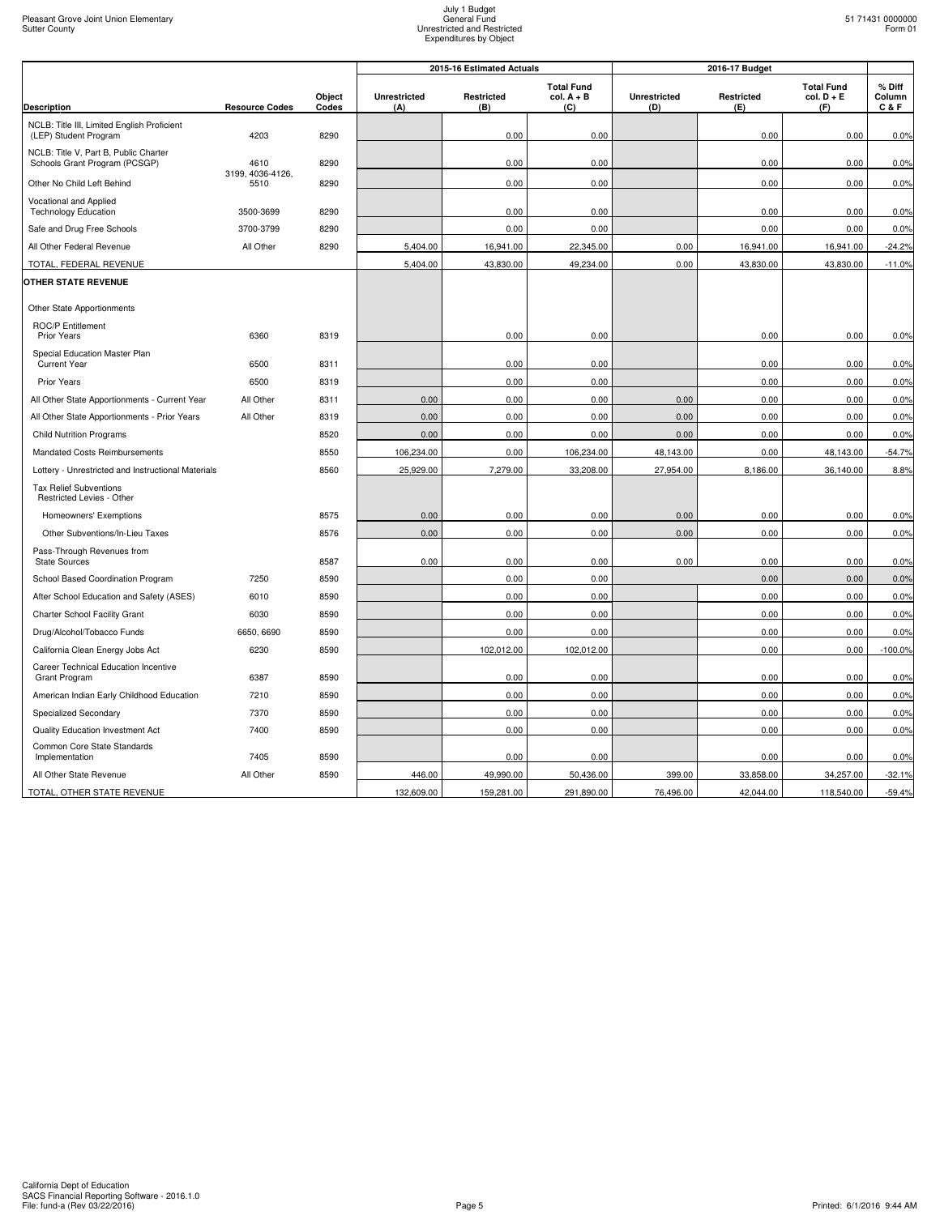| Description | Resource Codes | Object Codes | 2015-16 Estimated Actuals | | | 2016-17 Budget | | | % Diff Column C & F |
|---|---|---|---|---|---|---|---|---|---|
| | | | Unrestricted (A) | Restricted (B) | Total Fund col. A + B (C) | Unrestricted (D) | Restricted (E) | Total Fund col. D + E (F) | |
| NCLB: Title III, Limited English Proficient (LEP) Student Program | 4203 | 8290 | | 0.00 | 0.00 | | 0.00 | 0.00 | 0.0% |
| NCLB: Title V, Part B, Public Charter Schools Grant Program (PCSGP) | 4610 | 8290 | | 0.00 | 0.00 | | 0.00 | 0.00 | 0.0% |
| Other No Child Left Behind | 3199, 4036-4126, 5510 | 8290 | | 0.00 | 0.00 | | 0.00 | 0.00 | 0.0% |
| Vocational and Applied Technology Education | 3500-3699 | 8290 | | 0.00 | 0.00 | | 0.00 | 0.00 | 0.0% |
| Safe and Drug Free Schools | 3700-3799 | 8290 | | 0.00 | 0.00 | | 0.00 | 0.00 | 0.0% |
| All Other Federal Revenue | All Other | 8290 | 5,404.00 | 16,941.00 | 22,345.00 | 0.00 | 16,941.00 | 16,941.00 | -24.2% |
| TOTAL, FEDERAL REVENUE | | | 5,404.00 | 43,830.00 | 49,234.00 | 0.00 | 43,830.00 | 43,830.00 | -11.0% |
| **OTHER STATE REVENUE** | | | | | | | | | |
| Other State Apportionments | | | | | | | | | |
| ROC/P Entitlement Prior Years | 6360 | 8319 | | 0.00 | 0.00 | | 0.00 | 0.00 | 0.0% |
| Special Education Master Plan Current Year | 6500 | 8311 | | 0.00 | 0.00 | | 0.00 | 0.00 | 0.0% |
| Prior Years | 6500 | 8319 | | 0.00 | 0.00 | | 0.00 | 0.00 | 0.0% |
| All Other State Apportionments - Current Year | All Other | 8311 | 0.00 | 0.00 | 0.00 | 0.00 | 0.00 | 0.00 | 0.0% |
| All Other State Apportionments - Prior Years | All Other | 8319 | 0.00 | 0.00 | 0.00 | 0.00 | 0.00 | 0.00 | 0.0% |
| Child Nutrition Programs | | 8520 | 0.00 | 0.00 | 0.00 | 0.00 | 0.00 | 0.00 | 0.0% |
| Mandated Costs Reimbursements | | 8550 | 106,234.00 | 0.00 | 106,234.00 | 48,143.00 | 0.00 | 48,143.00 | -54.7% |
| Lottery - Unrestricted and Instructional Materials | | 8560 | 25,929.00 | 7,279.00 | 33,208.00 | 27,954.00 | 8,186.00 | 36,140.00 | 8.8% |
| Tax Relief Subventions Restricted Levies - Other | | | | | | | | | |
| Homeowners' Exemptions | | 8575 | 0.00 | 0.00 | 0.00 | 0.00 | 0.00 | 0.00 | 0.0% |
| Other Subventions/In-Lieu Taxes | | 8576 | 0.00 | 0.00 | 0.00 | 0.00 | 0.00 | 0.00 | 0.0% |
| Pass-Through Revenues from State Sources | | 8587 | 0.00 | 0.00 | 0.00 | 0.00 | 0.00 | 0.00 | 0.0% |
| School Based Coordination Program | 7250 | 8590 | | 0.00 | 0.00 | | 0.00 | 0.00 | 0.0% |
| After School Education and Safety (ASES) | 6010 | 8590 | | 0.00 | 0.00 | | 0.00 | 0.00 | 0.0% |
| Charter School Facility Grant | 6030 | 8590 | | 0.00 | 0.00 | | 0.00 | 0.00 | 0.0% |
| Drug/Alcohol/Tobacco Funds | 6650, 6690 | 8590 | | 0.00 | 0.00 | | 0.00 | 0.00 | 0.0% |
| California Clean Energy Jobs Act | 6230 | 8590 | | 102,012.00 | 102,012.00 | | 0.00 | 0.00 | -100.0% |
| Career Technical Education Incentive Grant Program | 6387 | 8590 | | 0.00 | 0.00 | | 0.00 | 0.00 | 0.0% |
| American Indian Early Childhood Education | 7210 | 8590 | | 0.00 | 0.00 | | 0.00 | 0.00 | 0.0% |
| Specialized Secondary | 7370 | 8590 | | 0.00 | 0.00 | | 0.00 | 0.00 | 0.0% |
| Quality Education Investment Act | 7400 | 8590 | | 0.00 | 0.00 | | 0.00 | 0.00 | 0.0% |
| Common Core State Standards Implementation | 7405 | 8590 | | 0.00 | 0.00 | | 0.00 | 0.00 | 0.0% |
| All Other State Revenue | All Other | 8590 | 446.00 | 49,990.00 | 50,436.00 | 399.00 | 33,858.00 | 34,257.00 | -32.1% |
| TOTAL, OTHER STATE REVENUE | | | 132,609.00 | 159,281.00 | 291,890.00 | 76,496.00 | 42,044.00 | 118,540.00 | -59.4% |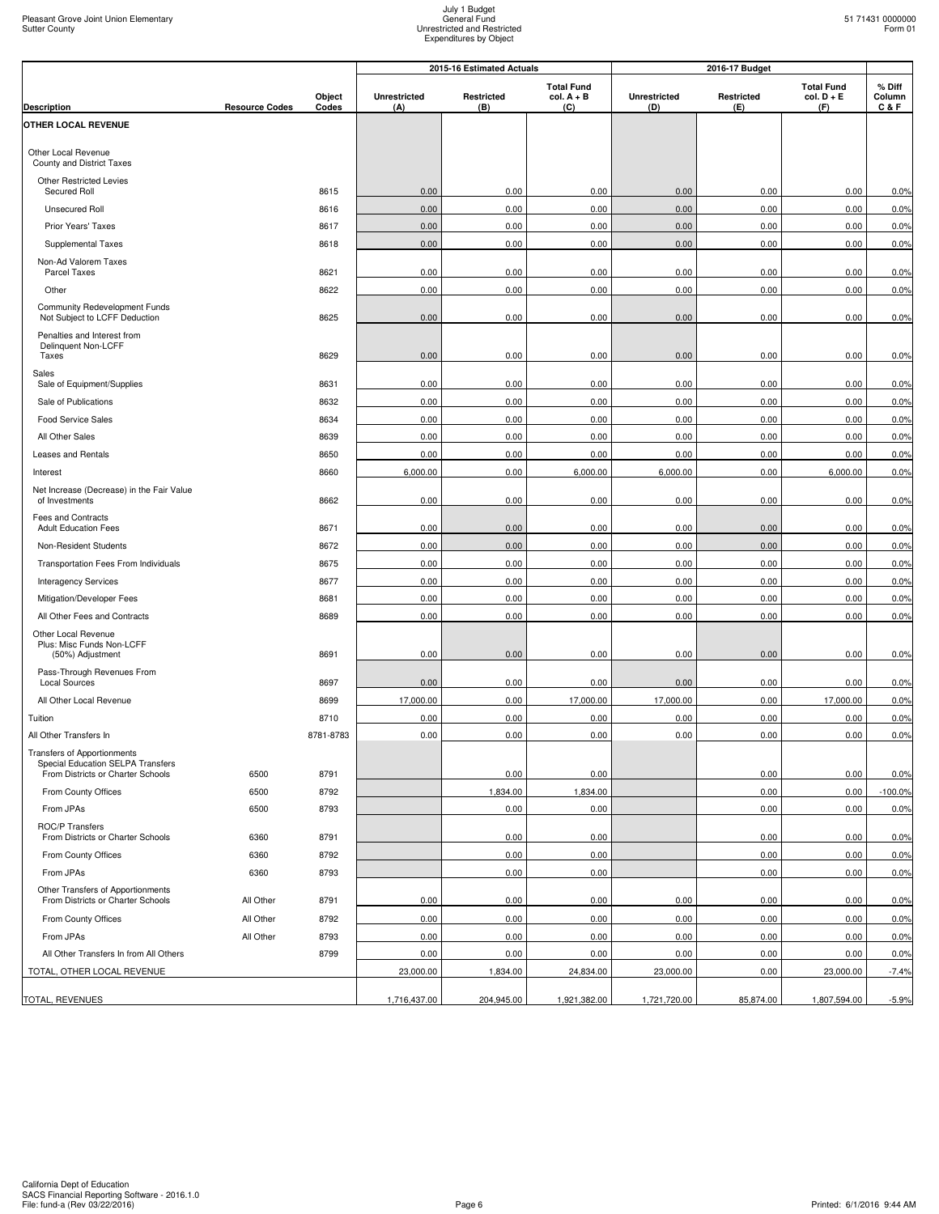Pleasant Grove Joint Union Elementary
Sutter County

July 1 Budget
General Fund
Unrestricted and Restricted
Expenditures by Object

51 71431 0000000
Form 01

| Description | Resource Codes | Object Codes | 2015-16 Estimated Actuals Unrestricted (A) | Restricted (B) | Total Fund col. A + B (C) | 2016-17 Budget Unrestricted (D) | Restricted (E) | Total Fund col. D + E (F) | % Diff Column C & F |
|---|---|---|---|---|---|---|---|---|---|
| **OTHER LOCAL REVENUE** | | | | | | | | | |
| Other Local Revenue County and District Taxes | | | | | | | | | |
| Other Restricted Levies Secured Roll | | 8615 | 0.00 | 0.00 | 0.00 | 0.00 | 0.00 | 0.00 | 0.0% |
| Unsecured Roll | | 8616 | 0.00 | 0.00 | 0.00 | 0.00 | 0.00 | 0.00 | 0.0% |
| Prior Years' Taxes | | 8617 | 0.00 | 0.00 | 0.00 | 0.00 | 0.00 | 0.00 | 0.0% |
| Supplemental Taxes | | 8618 | 0.00 | 0.00 | 0.00 | 0.00 | 0.00 | 0.00 | 0.0% |
| Non-Ad Valorem Taxes Parcel Taxes | | 8621 | 0.00 | 0.00 | 0.00 | 0.00 | 0.00 | 0.00 | 0.0% |
| Other | | 8622 | 0.00 | 0.00 | 0.00 | 0.00 | 0.00 | 0.00 | 0.0% |
| Community Redevelopment Funds Not Subject to LCFF Deduction | | 8625 | 0.00 | 0.00 | 0.00 | 0.00 | 0.00 | 0.00 | 0.0% |
| Penalties and Interest from Delinquent Non-LCFF Taxes | | 8629 | 0.00 | 0.00 | 0.00 | 0.00 | 0.00 | 0.00 | 0.0% |
| Sales Sale of Equipment/Supplies | | 8631 | 0.00 | 0.00 | 0.00 | 0.00 | 0.00 | 0.00 | 0.0% |
| Sale of Publications | | 8632 | 0.00 | 0.00 | 0.00 | 0.00 | 0.00 | 0.00 | 0.0% |
| Food Service Sales | | 8634 | 0.00 | 0.00 | 0.00 | 0.00 | 0.00 | 0.00 | 0.0% |
| All Other Sales | | 8639 | 0.00 | 0.00 | 0.00 | 0.00 | 0.00 | 0.00 | 0.0% |
| Leases and Rentals | | 8650 | 0.00 | 0.00 | 0.00 | 0.00 | 0.00 | 0.00 | 0.0% |
| Interest | | 8660 | 6,000.00 | 0.00 | 6,000.00 | 6,000.00 | 0.00 | 6,000.00 | 0.0% |
| Net Increase (Decrease) in the Fair Value of Investments | | 8662 | 0.00 | 0.00 | 0.00 | 0.00 | 0.00 | 0.00 | 0.0% |
| Fees and Contracts Adult Education Fees | | 8671 | 0.00 | 0.00 | 0.00 | 0.00 | 0.00 | 0.00 | 0.0% |
| Non-Resident Students | | 8672 | 0.00 | 0.00 | 0.00 | 0.00 | 0.00 | 0.00 | 0.0% |
| Transportation Fees From Individuals | | 8675 | 0.00 | 0.00 | 0.00 | 0.00 | 0.00 | 0.00 | 0.0% |
| Interagency Services | | 8677 | 0.00 | 0.00 | 0.00 | 0.00 | 0.00 | 0.00 | 0.0% |
| Mitigation/Developer Fees | | 8681 | 0.00 | 0.00 | 0.00 | 0.00 | 0.00 | 0.00 | 0.0% |
| All Other Fees and Contracts | | 8689 | 0.00 | 0.00 | 0.00 | 0.00 | 0.00 | 0.00 | 0.0% |
| Other Local Revenue Plus: Misc Funds Non-LCFF (50%) Adjustment | | 8691 | 0.00 | 0.00 | 0.00 | 0.00 | 0.00 | 0.00 | 0.0% |
| Pass-Through Revenues From Local Sources | | 8697 | 0.00 | 0.00 | 0.00 | 0.00 | 0.00 | 0.00 | 0.0% |
| All Other Local Revenue | | 8699 | 17,000.00 | 0.00 | 17,000.00 | 17,000.00 | 0.00 | 17,000.00 | 0.0% |
| Tuition | | 8710 | 0.00 | 0.00 | 0.00 | 0.00 | 0.00 | 0.00 | 0.0% |
| All Other Transfers In | | 8781-8783 | 0.00 | 0.00 | 0.00 | 0.00 | 0.00 | 0.00 | 0.0% |
| Transfers of Apportionments Special Education SELPA Transfers From Districts or Charter Schools | 6500 | 8791 | | 0.00 | 0.00 | | 0.00 | 0.00 | 0.0% |
| From County Offices | 6500 | 8792 | | 1,834.00 | 1,834.00 | | 0.00 | 0.00 | -100.0% |
| From JPAs | 6500 | 8793 | | 0.00 | 0.00 | | 0.00 | 0.00 | 0.0% |
| ROC/P Transfers From Districts or Charter Schools | 6360 | 8791 | | 0.00 | 0.00 | | 0.00 | 0.00 | 0.0% |
| From County Offices | 6360 | 8792 | | 0.00 | 0.00 | | 0.00 | 0.00 | 0.0% |
| From JPAs | 6360 | 8793 | | 0.00 | 0.00 | | 0.00 | 0.00 | 0.0% |
| Other Transfers of Apportionments From Districts or Charter Schools | All Other | 8791 | 0.00 | 0.00 | 0.00 | 0.00 | 0.00 | 0.00 | 0.0% |
| From County Offices | All Other | 8792 | 0.00 | 0.00 | 0.00 | 0.00 | 0.00 | 0.00 | 0.0% |
| From JPAs | All Other | 8793 | 0.00 | 0.00 | 0.00 | 0.00 | 0.00 | 0.00 | 0.0% |
| All Other Transfers In from All Others | | 8799 | 0.00 | 0.00 | 0.00 | 0.00 | 0.00 | 0.00 | 0.0% |
| TOTAL, OTHER LOCAL REVENUE | | | 23,000.00 | 1,834.00 | 24,834.00 | 23,000.00 | 0.00 | 23,000.00 | -7.4% |
| TOTAL, REVENUES | | | 1,716,437.00 | 204,945.00 | 1,921,382.00 | 1,721,720.00 | 85,874.00 | 1,807,594.00 | -5.9% |

California Dept of Education
SACS Financial Reporting Software - 2016.1.0
File: fund-a (Rev 03/22/2016)

Printed: 6/1/2016 9:44 AM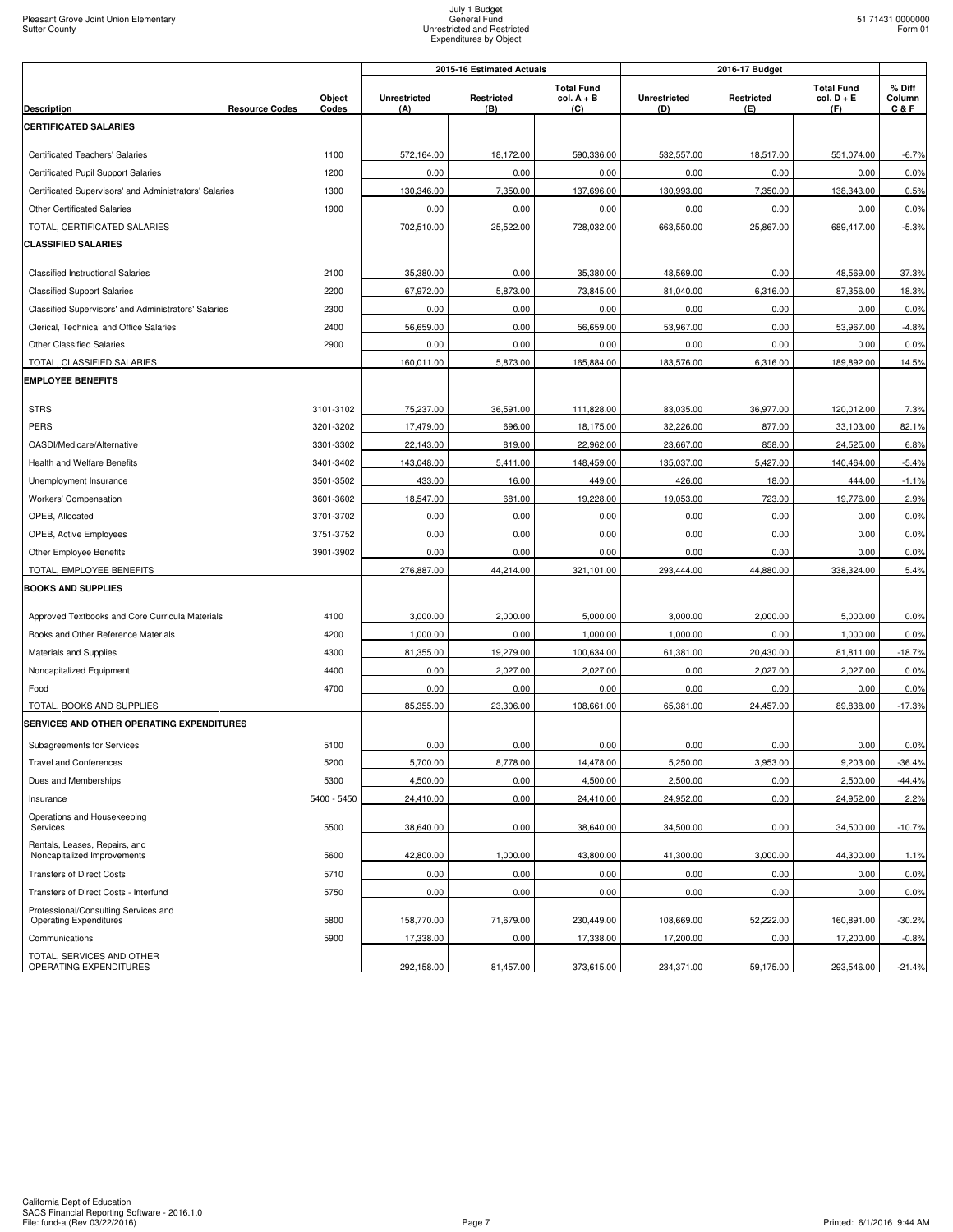Pleasant Grove Joint Union Elementary
Sutter County

July 1 Budget
General Fund
Unrestricted and Restricted
Expenditures by Object

51 71431 0000000
Form 01

| Description | Resource Codes | Object Codes | 2015-16 Estimated Actuals Unrestricted (A) | 2015-16 Estimated Actuals Restricted (B) | 2015-16 Estimated Actuals Total Fund col. A + B (C) | 2016-17 Budget Unrestricted (D) | 2016-17 Budget Restricted (E) | 2016-17 Budget Total Fund col. D + E (F) | % Diff Column C & F |
|---|---|---|---|---|---|---|---|---|---|
| **CERTIFICATED SALARIES** | | | | | | | | | |
| Certificated Teachers' Salaries | | 1100 | 572,164.00 | 18,172.00 | 590,336.00 | 532,557.00 | 18,517.00 | 551,074.00 | -6.7% |
| Certificated Pupil Support Salaries | | 1200 | 0.00 | 0.00 | 0.00 | 0.00 | 0.00 | 0.00 | 0.0% |
| Certificated Supervisors' and Administrators' Salaries | | 1300 | 130,346.00 | 7,350.00 | 137,696.00 | 130,993.00 | 7,350.00 | 138,343.00 | 0.5% |
| Other Certificated Salaries | | 1900 | 0.00 | 0.00 | 0.00 | 0.00 | 0.00 | 0.00 | 0.0% |
| TOTAL, CERTIFICATED SALARIES | | | 702,510.00 | 25,522.00 | 728,032.00 | 663,550.00 | 25,867.00 | 689,417.00 | -5.3% |
| **CLASSIFIED SALARIES** | | | | | | | | | |
| Classified Instructional Salaries | | 2100 | 35,380.00 | 0.00 | 35,380.00 | 48,569.00 | 0.00 | 48,569.00 | 37.3% |
| Classified Support Salaries | | 2200 | 67,972.00 | 5,873.00 | 73,845.00 | 81,040.00 | 6,316.00 | 87,356.00 | 18.3% |
| Classified Supervisors' and Administrators' Salaries | | 2300 | 0.00 | 0.00 | 0.00 | 0.00 | 0.00 | 0.00 | 0.0% |
| Clerical, Technical and Office Salaries | | 2400 | 56,659.00 | 0.00 | 56,659.00 | 53,967.00 | 0.00 | 53,967.00 | -4.8% |
| Other Classified Salaries | | 2900 | 0.00 | 0.00 | 0.00 | 0.00 | 0.00 | 0.00 | 0.0% |
| TOTAL, CLASSIFIED SALARIES | | | 160,011.00 | 5,873.00 | 165,884.00 | 183,576.00 | 6,316.00 | 189,892.00 | 14.5% |
| **EMPLOYEE BENEFITS** | | | | | | | | | |
| STRS | | 3101-3102 | 75,237.00 | 36,591.00 | 111,828.00 | 83,035.00 | 36,977.00 | 120,012.00 | 7.3% |
| PERS | | 3201-3202 | 17,479.00 | 696.00 | 18,175.00 | 32,226.00 | 877.00 | 33,103.00 | 82.1% |
| OASDI/Medicare/Alternative | | 3301-3302 | 22,143.00 | 819.00 | 22,962.00 | 23,667.00 | 858.00 | 24,525.00 | 6.8% |
| Health and Welfare Benefits | | 3401-3402 | 143,048.00 | 5,411.00 | 148,459.00 | 135,037.00 | 5,427.00 | 140,464.00 | -5.4% |
| Unemployment Insurance | | 3501-3502 | 433.00 | 16.00 | 449.00 | 426.00 | 18.00 | 444.00 | -1.1% |
| Workers' Compensation | | 3601-3602 | 18,547.00 | 681.00 | 19,228.00 | 19,053.00 | 723.00 | 19,776.00 | 2.9% |
| OPEB, Allocated | | 3701-3702 | 0.00 | 0.00 | 0.00 | 0.00 | 0.00 | 0.00 | 0.0% |
| OPEB, Active Employees | | 3751-3752 | 0.00 | 0.00 | 0.00 | 0.00 | 0.00 | 0.00 | 0.0% |
| Other Employee Benefits | | 3901-3902 | 0.00 | 0.00 | 0.00 | 0.00 | 0.00 | 0.00 | 0.0% |
| TOTAL, EMPLOYEE BENEFITS | | | 276,887.00 | 44,214.00 | 321,101.00 | 293,444.00 | 44,880.00 | 338,324.00 | 5.4% |
| **BOOKS AND SUPPLIES** | | | | | | | | | |
| Approved Textbooks and Core Curricula Materials | | 4100 | 3,000.00 | 2,000.00 | 5,000.00 | 3,000.00 | 2,000.00 | 5,000.00 | 0.0% |
| Books and Other Reference Materials | | 4200 | 1,000.00 | 0.00 | 1,000.00 | 1,000.00 | 0.00 | 1,000.00 | 0.0% |
| Materials and Supplies | | 4300 | 81,355.00 | 19,279.00 | 100,634.00 | 61,381.00 | 20,430.00 | 81,811.00 | -18.7% |
| Noncapitalized Equipment | | 4400 | 0.00 | 2,027.00 | 2,027.00 | 0.00 | 2,027.00 | 2,027.00 | 0.0% |
| Food | | 4700 | 0.00 | 0.00 | 0.00 | 0.00 | 0.00 | 0.00 | 0.0% |
| TOTAL, BOOKS AND SUPPLIES | | | 85,355.00 | 23,306.00 | 108,661.00 | 65,381.00 | 24,457.00 | 89,838.00 | -17.3% |
| **SERVICES AND OTHER OPERATING EXPENDITURES** | | | | | | | | | |
| Subagreements for Services | | 5100 | 0.00 | 0.00 | 0.00 | 0.00 | 0.00 | 0.00 | 0.0% |
| Travel and Conferences | | 5200 | 5,700.00 | 8,778.00 | 14,478.00 | 5,250.00 | 3,953.00 | 9,203.00 | -36.4% |
| Dues and Memberships | | 5300 | 4,500.00 | 0.00 | 4,500.00 | 2,500.00 | 0.00 | 2,500.00 | -44.4% |
| Insurance | | 5400 - 5450 | 24,410.00 | 0.00 | 24,410.00 | 24,952.00 | 0.00 | 24,952.00 | 2.2% |
| Operations and Housekeeping Services | | 5500 | 38,640.00 | 0.00 | 38,640.00 | 34,500.00 | 0.00 | 34,500.00 | -10.7% |
| Rentals, Leases, Repairs, and Noncapitalized Improvements | | 5600 | 42,800.00 | 1,000.00 | 43,800.00 | 41,300.00 | 3,000.00 | 44,300.00 | 1.1% |
| Transfers of Direct Costs | | 5710 | 0.00 | 0.00 | 0.00 | 0.00 | 0.00 | 0.00 | 0.0% |
| Transfers of Direct Costs - Interfund | | 5750 | 0.00 | 0.00 | 0.00 | 0.00 | 0.00 | 0.00 | 0.0% |
| Professional/Consulting Services and Operating Expenditures | | 5800 | 158,770.00 | 71,679.00 | 230,449.00 | 108,669.00 | 52,222.00 | 160,891.00 | -30.2% |
| Communications | | 5900 | 17,338.00 | 0.00 | 17,338.00 | 17,200.00 | 0.00 | 17,200.00 | -0.8% |
| TOTAL, SERVICES AND OTHER OPERATING EXPENDITURES | | | 292,158.00 | 81,457.00 | 373,615.00 | 234,371.00 | 59,175.00 | 293,546.00 | -21.4% |

California Dept of Education
SACS Financial Reporting Software - 2016.1.0
File: fund-a (Rev 03/22/2016)

Printed: 6/1/2016 9:44 AM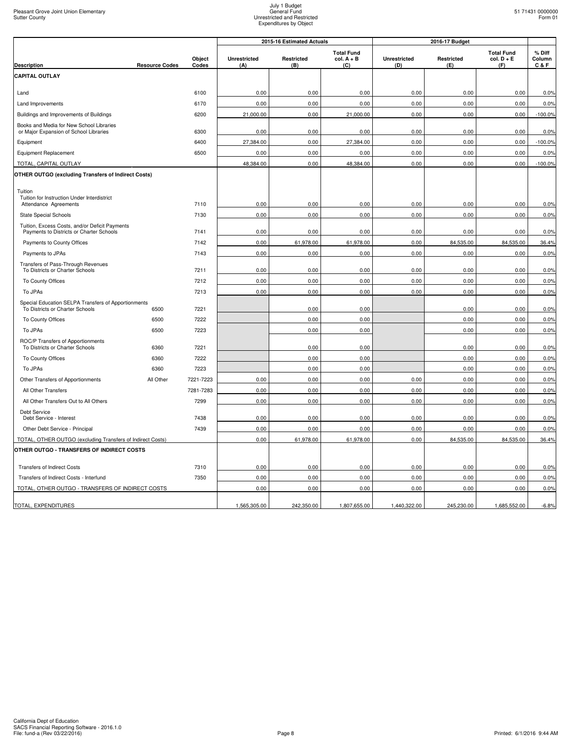Pleasant Grove Joint Union Elementary
Sutter County

July 1 Budget
General Fund
Unrestricted and Restricted
Expenditures by Object

51 71431 0000000
Form 01

| Description | Resource Codes | Object Codes | 2015-16 Estimated Actuals Unrestricted (A) | Restricted (B) | Total Fund col. A + B (C) | 2016-17 Budget Unrestricted (D) | Restricted (E) | Total Fund col. D + E (F) | % Diff Column C & F |
|---|---|---|---|---|---|---|---|---|---|
| **CAPITAL OUTLAY** | | | | | | | | | |
| Land | | 6100 | 0.00 | 0.00 | 0.00 | 0.00 | 0.00 | 0.00 | 0.0% |
| Land Improvements | | 6170 | 0.00 | 0.00 | 0.00 | 0.00 | 0.00 | 0.00 | 0.0% |
| Buildings and Improvements of Buildings | | 6200 | 21,000.00 | 0.00 | 21,000.00 | 0.00 | 0.00 | 0.00 | -100.0% |
| Books and Media for New School Libraries or Major Expansion of School Libraries | | 6300 | 0.00 | 0.00 | 0.00 | 0.00 | 0.00 | 0.00 | 0.0% |
| Equipment | | 6400 | 27,384.00 | 0.00 | 27,384.00 | 0.00 | 0.00 | 0.00 | -100.0% |
| Equipment Replacement | | 6500 | 0.00 | 0.00 | 0.00 | 0.00 | 0.00 | 0.00 | 0.0% |
| TOTAL, CAPITAL OUTLAY | | | 48,384.00 | 0.00 | 48,384.00 | 0.00 | 0.00 | 0.00 | -100.0% |
| **OTHER OUTGO (excluding Transfers of Indirect Costs)** | | | | | | | | | |
| Tuition | | | | | | | | | |
| Tuition for Instruction Under Interdistrict Attendance Agreements | | 7110 | 0.00 | 0.00 | 0.00 | 0.00 | 0.00 | 0.00 | 0.0% |
| State Special Schools | | 7130 | 0.00 | 0.00 | 0.00 | 0.00 | 0.00 | 0.00 | 0.0% |
| Tuition, Excess Costs, and/or Deficit Payments Payments to Districts or Charter Schools | | 7141 | 0.00 | 0.00 | 0.00 | 0.00 | 0.00 | 0.00 | 0.0% |
| Payments to County Offices | | 7142 | 0.00 | 61,978.00 | 61,978.00 | 0.00 | 84,535.00 | 84,535.00 | 36.4% |
| Payments to JPAs | | 7143 | 0.00 | 0.00 | 0.00 | 0.00 | 0.00 | 0.00 | 0.0% |
| Transfers of Pass-Through Revenues To Districts or Charter Schools | | 7211 | 0.00 | 0.00 | 0.00 | 0.00 | 0.00 | 0.00 | 0.0% |
| To County Offices | | 7212 | 0.00 | 0.00 | 0.00 | 0.00 | 0.00 | 0.00 | 0.0% |
| To JPAs | | 7213 | 0.00 | 0.00 | 0.00 | 0.00 | 0.00 | 0.00 | 0.0% |
| Special Education SELPA Transfers of Apportionments To Districts or Charter Schools | 6500 | 7221 | | 0.00 | 0.00 | | 0.00 | 0.00 | 0.0% |
| To County Offices | 6500 | 7222 | | 0.00 | 0.00 | | 0.00 | 0.00 | 0.0% |
| To JPAs | 6500 | 7223 | | 0.00 | 0.00 | | 0.00 | 0.00 | 0.0% |
| ROC/P Transfers of Apportionments To Districts or Charter Schools | 6360 | 7221 | | 0.00 | 0.00 | | 0.00 | 0.00 | 0.0% |
| To County Offices | 6360 | 7222 | | 0.00 | 0.00 | | 0.00 | 0.00 | 0.0% |
| To JPAs | 6360 | 7223 | | 0.00 | 0.00 | | 0.00 | 0.00 | 0.0% |
| Other Transfers of Apportionments | All Other | 7221-7223 | 0.00 | 0.00 | 0.00 | 0.00 | 0.00 | 0.00 | 0.0% |
| All Other Transfers | | 7281-7283 | 0.00 | 0.00 | 0.00 | 0.00 | 0.00 | 0.00 | 0.0% |
| All Other Transfers Out to All Others | | 7299 | 0.00 | 0.00 | 0.00 | 0.00 | 0.00 | 0.00 | 0.0% |
| Debt Service | | | | | | | | | |
| Debt Service - Interest | | 7438 | 0.00 | 0.00 | 0.00 | 0.00 | 0.00 | 0.00 | 0.0% |
| Other Debt Service - Principal | | 7439 | 0.00 | 0.00 | 0.00 | 0.00 | 0.00 | 0.00 | 0.0% |
| TOTAL, OTHER OUTGO (excluding Transfers of Indirect Costs) | | | 0.00 | 61,978.00 | 61,978.00 | 0.00 | 84,535.00 | 84,535.00 | 36.4% |
| **OTHER OUTGO - TRANSFERS OF INDIRECT COSTS** | | | | | | | | | |
| Transfers of Indirect Costs | | 7310 | 0.00 | 0.00 | 0.00 | 0.00 | 0.00 | 0.00 | 0.0% |
| Transfers of Indirect Costs - Interfund | | 7350 | 0.00 | 0.00 | 0.00 | 0.00 | 0.00 | 0.00 | 0.0% |
| TOTAL, OTHER OUTGO - TRANSFERS OF INDIRECT COSTS | | | 0.00 | 0.00 | 0.00 | 0.00 | 0.00 | 0.00 | 0.0% |
| TOTAL, EXPENDITURES | | | 1,565,305.00 | 242,350.00 | 1,807,655.00 | 1,440,322.00 | 245,230.00 | 1,685,552.00 | -6.8% |

California Dept of Education
SACS Financial Reporting Software - 2016.1.0
File: fund-a (Rev 03/22/2016)

Printed: 6/1/2016 9:44 AM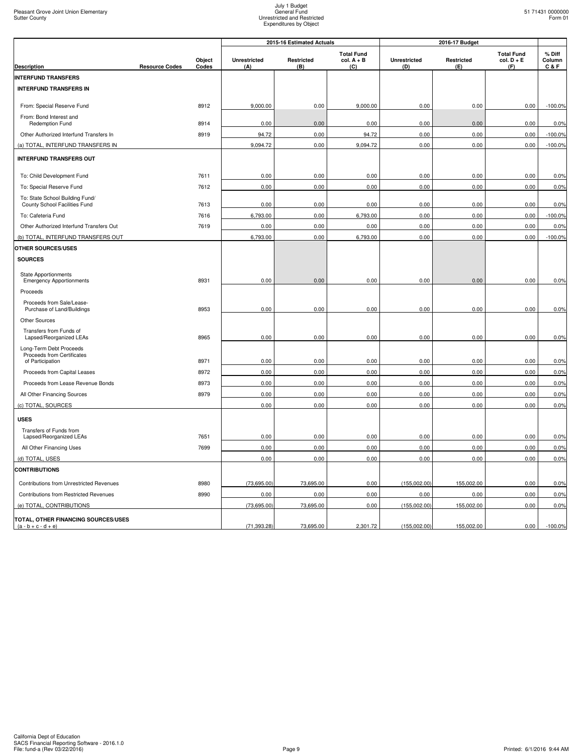Pleasant Grove Joint Union Elementary
Sutter County

July 1 Budget
General Fund
Unrestricted and Restricted
Expenditures by Object

51 71431 0000000
Form 01

| | | | 2015-16 Estimated Actuals | | | 2016-17 Budget | | | |
|---|---|---|---|---|---|---|---|---|---|
| Description | Resource Codes | Object Codes | Unrestricted (A) | Restricted (B) | Total Fund col. A + B (C) | Unrestricted (D) | Restricted (E) | Total Fund col. D + E (F) | % Diff Column C & F |
| **INTERFUND TRANSFERS** | | | | | | | | | |
| **INTERFUND TRANSFERS IN** | | | | | | | | | |
| From: Special Reserve Fund | | 8912 | 9,000.00 | 0.00 | 9,000.00 | 0.00 | 0.00 | 0.00 | -100.0% |
| From: Bond Interest and Redemption Fund | | 8914 | 0.00 | 0.00 | 0.00 | 0.00 | 0.00 | 0.00 | 0.0% |
| Other Authorized Interfund Transfers In | | 8919 | 94.72 | 0.00 | 94.72 | 0.00 | 0.00 | 0.00 | -100.0% |
| (a) TOTAL, INTERFUND TRANSFERS IN | | | 9,094.72 | 0.00 | 9,094.72 | 0.00 | 0.00 | 0.00 | -100.0% |
| **INTERFUND TRANSFERS OUT** | | | | | | | | | |
| To: Child Development Fund | | 7611 | 0.00 | 0.00 | 0.00 | 0.00 | 0.00 | 0.00 | 0.0% |
| To: Special Reserve Fund | | 7612 | 0.00 | 0.00 | 0.00 | 0.00 | 0.00 | 0.00 | 0.0% |
| To: State School Building Fund/ County School Facilities Fund | | 7613 | 0.00 | 0.00 | 0.00 | 0.00 | 0.00 | 0.00 | 0.0% |
| To: Cafeteria Fund | | 7616 | 6,793.00 | 0.00 | 6,793.00 | 0.00 | 0.00 | 0.00 | -100.0% |
| Other Authorized Interfund Transfers Out | | 7619 | 0.00 | 0.00 | 0.00 | 0.00 | 0.00 | 0.00 | 0.0% |
| (b) TOTAL, INTERFUND TRANSFERS OUT | | | 6,793.00 | 0.00 | 6,793.00 | 0.00 | 0.00 | 0.00 | -100.0% |
| **OTHER SOURCES/USES** | | | | | | | | | |
| **SOURCES** | | | | | | | | | |
| State Apportionments Emergency Apportionments | | 8931 | 0.00 | 0.00 | 0.00 | 0.00 | 0.00 | 0.00 | 0.0% |
| Proceeds | | | | | | | | | |
| Proceeds from Sale/Lease-Purchase of Land/Buildings | | 8953 | 0.00 | 0.00 | 0.00 | 0.00 | 0.00 | 0.00 | 0.0% |
| Other Sources | | | | | | | | | |
| Transfers from Funds of Lapsed/Reorganized LEAs | | 8965 | 0.00 | 0.00 | 0.00 | 0.00 | 0.00 | 0.00 | 0.0% |
| Long-Term Debt Proceeds Proceeds from Certificates of Participation | | 8971 | 0.00 | 0.00 | 0.00 | 0.00 | 0.00 | 0.00 | 0.0% |
| Proceeds from Capital Leases | | 8972 | 0.00 | 0.00 | 0.00 | 0.00 | 0.00 | 0.00 | 0.0% |
| Proceeds from Lease Revenue Bonds | | 8973 | 0.00 | 0.00 | 0.00 | 0.00 | 0.00 | 0.00 | 0.0% |
| All Other Financing Sources | | 8979 | 0.00 | 0.00 | 0.00 | 0.00 | 0.00 | 0.00 | 0.0% |
| (c) TOTAL, SOURCES | | | 0.00 | 0.00 | 0.00 | 0.00 | 0.00 | 0.00 | 0.0% |
| **USES** | | | | | | | | | |
| Transfers of Funds from Lapsed/Reorganized LEAs | | 7651 | 0.00 | 0.00 | 0.00 | 0.00 | 0.00 | 0.00 | 0.0% |
| All Other Financing Uses | | 7699 | 0.00 | 0.00 | 0.00 | 0.00 | 0.00 | 0.00 | 0.0% |
| (d) TOTAL, USES | | | 0.00 | 0.00 | 0.00 | 0.00 | 0.00 | 0.00 | 0.0% |
| **CONTRIBUTIONS** | | | | | | | | | |
| Contributions from Unrestricted Revenues | | 8980 | (73,695.00) | 73,695.00 | 0.00 | (155,002.00) | 155,002.00 | 0.00 | 0.0% |
| Contributions from Restricted Revenues | | 8990 | 0.00 | 0.00 | 0.00 | 0.00 | 0.00 | 0.00 | 0.0% |
| (e) TOTAL, CONTRIBUTIONS | | | (73,695.00) | 73,695.00 | 0.00 | (155,002.00) | 155,002.00 | 0.00 | 0.0% |
| **TOTAL, OTHER FINANCING SOURCES/USES** (a - b + c - d + e) | | | (71,393.28) | 73,695.00 | 2,301.72 | (155,002.00) | 155,002.00 | 0.00 | -100.0% |

California Dept of Education
SACS Financial Reporting Software - 2016.1.0
File: fund-a (Rev 03/22/2016)

Printed: 6/1/2016 9:44 AM